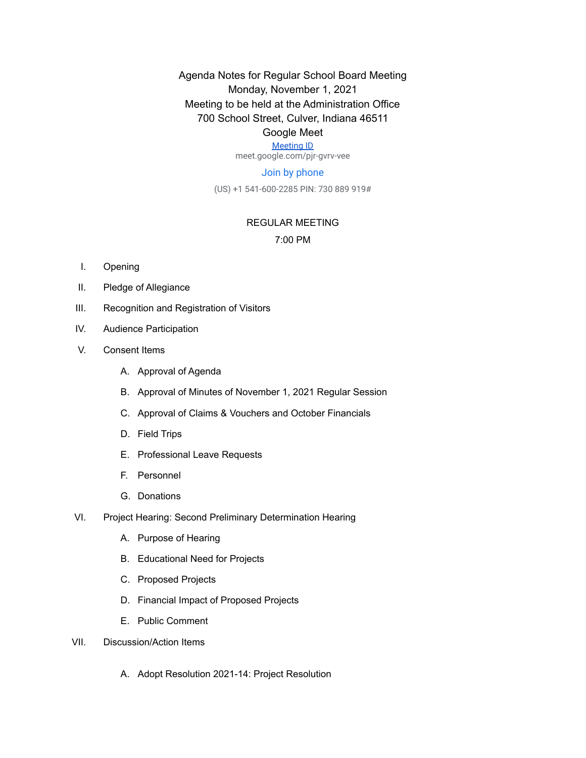# Agenda Notes for Regular School Board Meeting

Monday, November 1, 2021

Meeting to be held at the Administration Office

700 School Street, Culver, Indiana 46511

Google Meet

Meeting ID

meet.google.com/pjr-gvrv-vee

Join by phone

(US) +1 541-600-2285 PIN: 730 889 919#

## REGULAR MEETING

7:00 PM

I. Opening

II. Pledge of Allegiance

III. Recognition and Registration of Visitors

IV. Audience Participation

V. Consent Items

   A. Approval of Agenda

   B. Approval of Minutes of November 1, 2021 Regular Session

   C. Approval of Claims & Vouchers and October Financials

   D. Field Trips

   E. Professional Leave Requests

   F. Personnel

   G. Donations

VI. Project Hearing: Second Preliminary Determination Hearing

   A. Purpose of Hearing

   B. Educational Need for Projects

   C. Proposed Projects

   D. Financial Impact of Proposed Projects

   E. Public Comment

VII. Discussion/Action Items

   A. Adopt Resolution 2021-14: Project Resolution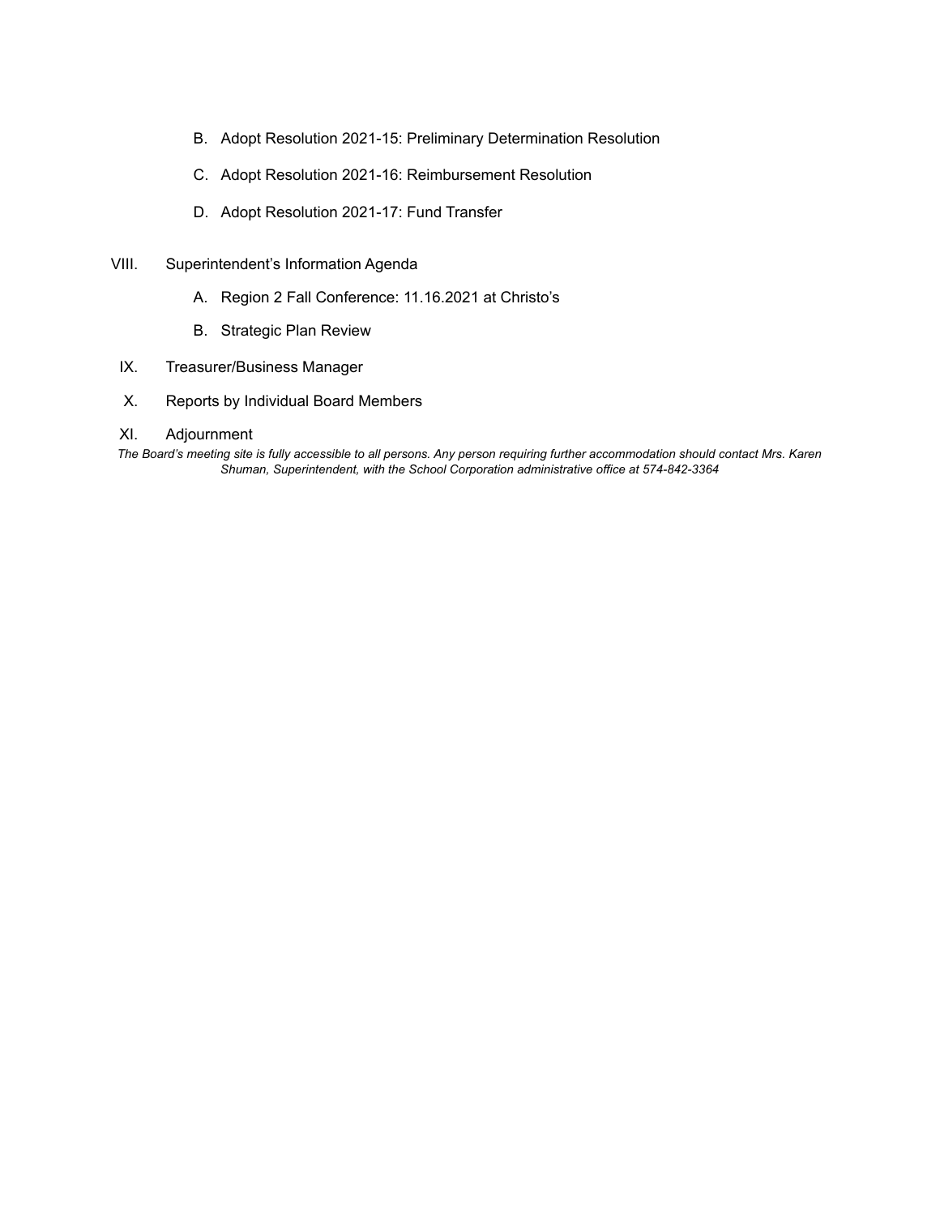B. Adopt Resolution 2021-15: Preliminary Determination Resolution

C. Adopt Resolution 2021-16: Reimbursement Resolution

D. Adopt Resolution 2021-17: Fund Transfer

VIII. Superintendent's Information Agenda

A. Region 2 Fall Conference: 11.16.2021 at Christo's

B. Strategic Plan Review

IX. Treasurer/Business Manager

X. Reports by Individual Board Members

XI. Adjournment

*The Board's meeting site is fully accessible to all persons. Any person requiring further accommodation should contact Mrs. Karen Shuman, Superintendent, with the School Corporation administrative office at 574-842-3364*